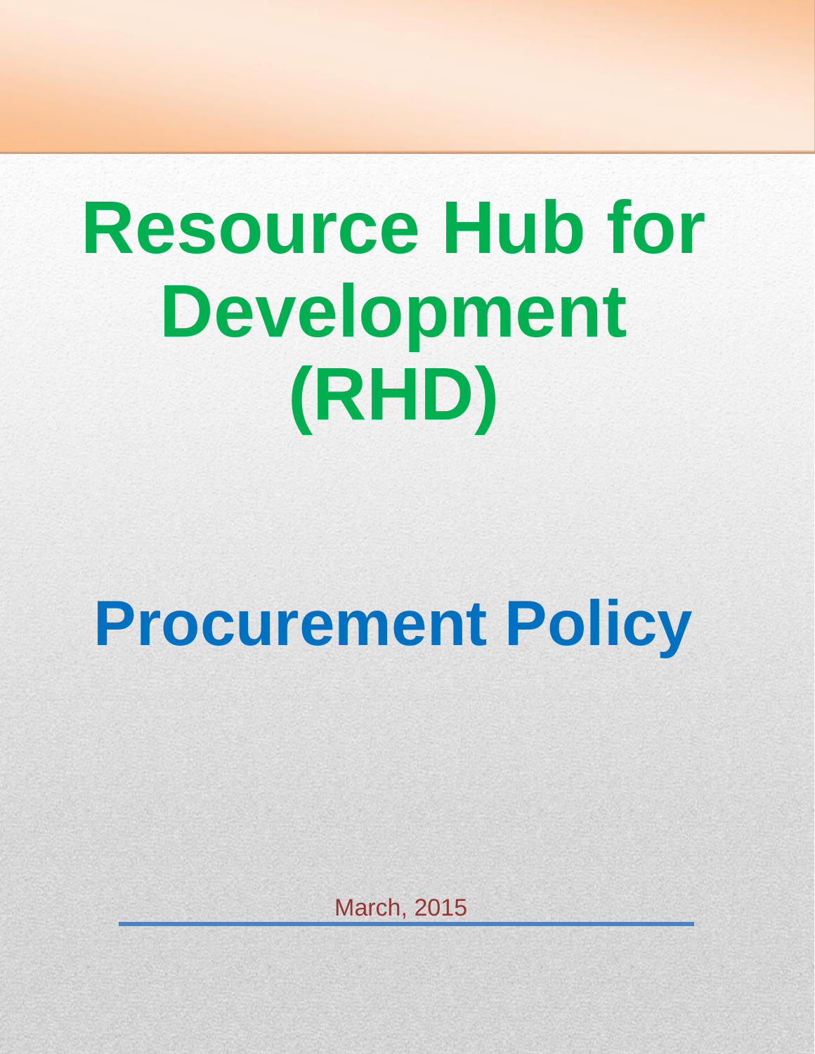# Resource Hub for Development (RHD)

# Procurement Policy

March, 2015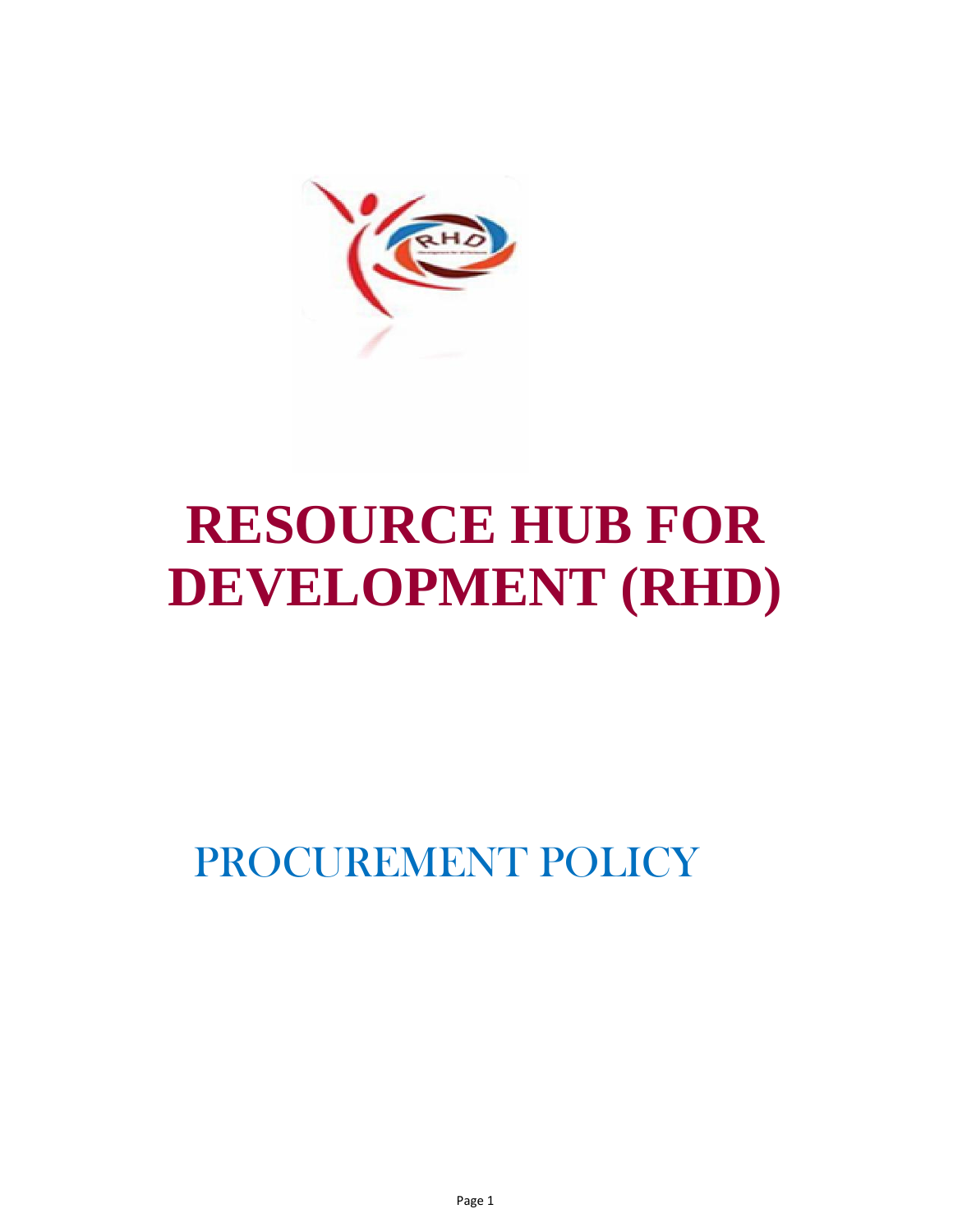# RESOURCE HUB FOR DEVELOPMENT (RHD)

## PROCUREMENT POLICY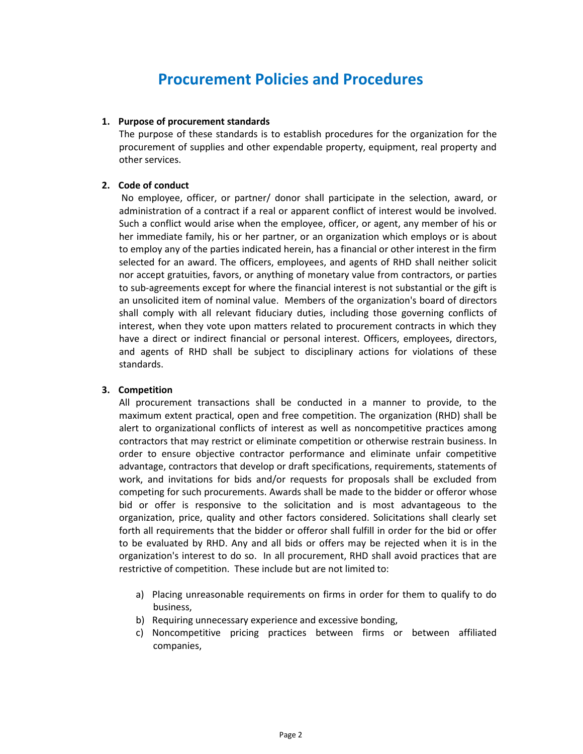# Procurement Policies and Procedures

1. **Purpose of procurement standards**

   The purpose of these standards is to establish procedures for the organization for the procurement of supplies and other expendable property, equipment, real property and other services.

2. **Code of conduct**

   No employee, officer, or partner/ donor shall participate in the selection, award, or administration of a contract if a real or apparent conflict of interest would be involved. Such a conflict would arise when the employee, officer, or agent, any member of his or her immediate family, his or her partner, or an organization which employs or is about to employ any of the parties indicated herein, has a financial or other interest in the firm selected for an award. The officers, employees, and agents of RHD shall neither solicit nor accept gratuities, favors, or anything of monetary value from contractors, or parties to sub-agreements except for where the financial interest is not substantial or the gift is an unsolicited item of nominal value. Members of the organization's board of directors shall comply with all relevant fiduciary duties, including those governing conflicts of interest, when they vote upon matters related to procurement contracts in which they have a direct or indirect financial or personal interest. Officers, employees, directors, and agents of RHD shall be subject to disciplinary actions for violations of these standards.

3. **Competition**

   All procurement transactions shall be conducted in a manner to provide, to the maximum extent practical, open and free competition. The organization (RHD) shall be alert to organizational conflicts of interest as well as noncompetitive practices among contractors that may restrict or eliminate competition or otherwise restrain business. In order to ensure objective contractor performance and eliminate unfair competitive advantage, contractors that develop or draft specifications, requirements, statements of work, and invitations for bids and/or requests for proposals shall be excluded from competing for such procurements. Awards shall be made to the bidder or offeror whose bid or offer is responsive to the solicitation and is most advantageous to the organization, price, quality and other factors considered. Solicitations shall clearly set forth all requirements that the bidder or offeror shall fulfill in order for the bid or offer to be evaluated by RHD. Any and all bids or offers may be rejected when it is in the organization's interest to do so. In all procurement, RHD shall avoid practices that are restrictive of competition. These include but are not limited to:

   a) Placing unreasonable requirements on firms in order for them to qualify to do business,
   b) Requiring unnecessary experience and excessive bonding,
   c) Noncompetitive pricing practices between firms or between affiliated companies,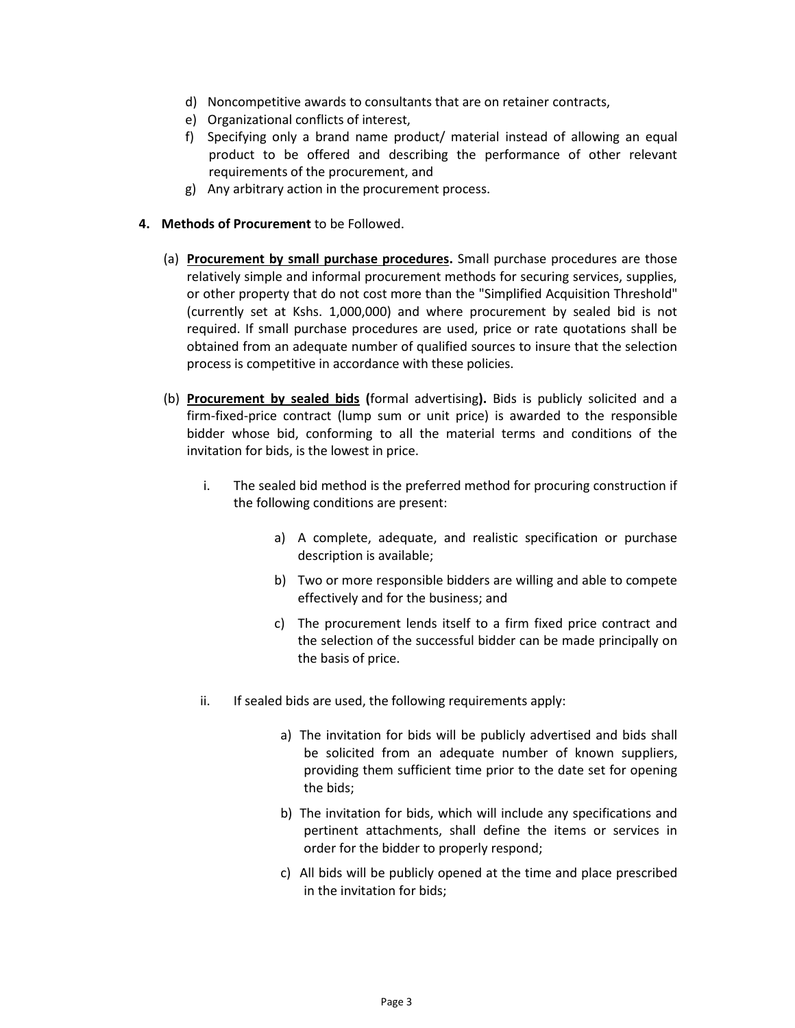d) Noncompetitive awards to consultants that are on retainer contracts,
e) Organizational conflicts of interest,
f) Specifying only a brand name product/ material instead of allowing an equal product to be offered and describing the performance of other relevant requirements of the procurement, and
g) Any arbitrary action in the procurement process.

**4. Methods of Procurement** to be Followed.

(a) **<u>Procurement by small purchase procedures</u>.** Small purchase procedures are those relatively simple and informal procurement methods for securing services, supplies, or other property that do not cost more than the "Simplified Acquisition Threshold" (currently set at Kshs. 1,000,000) and where procurement by sealed bid is not required. If small purchase procedures are used, price or rate quotations shall be obtained from an adequate number of qualified sources to insure that the selection process is competitive in accordance with these policies.

(b) **<u>Procurement by sealed bids</u> (**formal advertising**).** Bids is publicly solicited and a firm-fixed-price contract (lump sum or unit price) is awarded to the responsible bidder whose bid, conforming to all the material terms and conditions of the invitation for bids, is the lowest in price.

i. The sealed bid method is the preferred method for procuring construction if the following conditions are present:

a) A complete, adequate, and realistic specification or purchase description is available;

b) Two or more responsible bidders are willing and able to compete effectively and for the business; and

c) The procurement lends itself to a firm fixed price contract and the selection of the successful bidder can be made principally on the basis of price.

ii. If sealed bids are used, the following requirements apply:

a) The invitation for bids will be publicly advertised and bids shall be solicited from an adequate number of known suppliers, providing them sufficient time prior to the date set for opening the bids;

b) The invitation for bids, which will include any specifications and pertinent attachments, shall define the items or services in order for the bidder to properly respond;

c) All bids will be publicly opened at the time and place prescribed in the invitation for bids;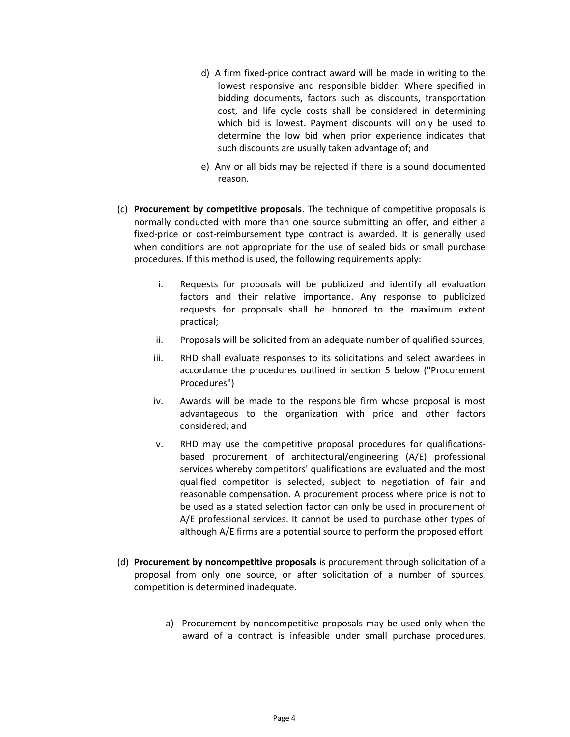d) A firm fixed-price contract award will be made in writing to the lowest responsive and responsible bidder. Where specified in bidding documents, factors such as discounts, transportation cost, and life cycle costs shall be considered in determining which bid is lowest. Payment discounts will only be used to determine the low bid when prior experience indicates that such discounts are usually taken advantage of; and

e) Any or all bids may be rejected if there is a sound documented reason.

(c) **Procurement by competitive proposals**. The technique of competitive proposals is normally conducted with more than one source submitting an offer, and either a fixed-price or cost-reimbursement type contract is awarded. It is generally used when conditions are not appropriate for the use of sealed bids or small purchase procedures. If this method is used, the following requirements apply:

i. Requests for proposals will be publicized and identify all evaluation factors and their relative importance. Any response to publicized requests for proposals shall be honored to the maximum extent practical;

ii. Proposals will be solicited from an adequate number of qualified sources;

iii. RHD shall evaluate responses to its solicitations and select awardees in accordance the procedures outlined in section 5 below ("Procurement Procedures")

iv. Awards will be made to the responsible firm whose proposal is most advantageous to the organization with price and other factors considered; and

v. RHD may use the competitive proposal procedures for qualifications-based procurement of architectural/engineering (A/E) professional services whereby competitors' qualifications are evaluated and the most qualified competitor is selected, subject to negotiation of fair and reasonable compensation. A procurement process where price is not to be used as a stated selection factor can only be used in procurement of A/E professional services. It cannot be used to purchase other types of although A/E firms are a potential source to perform the proposed effort.

(d) **Procurement by noncompetitive proposals** is procurement through solicitation of a proposal from only one source, or after solicitation of a number of sources, competition is determined inadequate.

a) Procurement by noncompetitive proposals may be used only when the award of a contract is infeasible under small purchase procedures,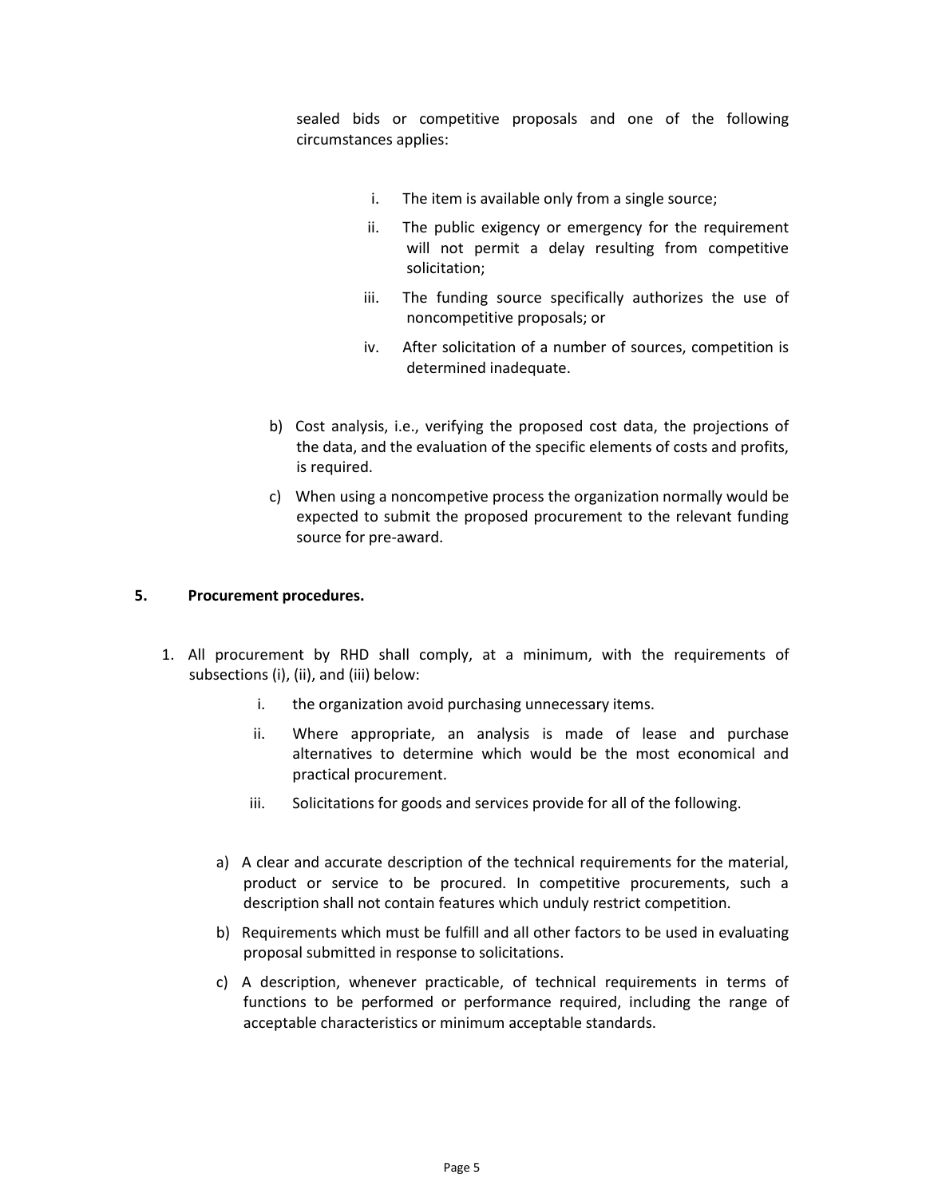sealed bids or competitive proposals and one of the following circumstances applies:

i. The item is available only from a single source;

ii. The public exigency or emergency for the requirement will not permit a delay resulting from competitive solicitation;

iii. The funding source specifically authorizes the use of noncompetitive proposals; or

iv. After solicitation of a number of sources, competition is determined inadequate.

b) Cost analysis, i.e., verifying the proposed cost data, the projections of the data, and the evaluation of the specific elements of costs and profits, is required.

c) When using a noncompetive process the organization normally would be expected to submit the proposed procurement to the relevant funding source for pre-award.

**5. Procurement procedures.**

1. All procurement by RHD shall comply, at a minimum, with the requirements of subsections (i), (ii), and (iii) below:

   i. the organization avoid purchasing unnecessary items.

   ii. Where appropriate, an analysis is made of lease and purchase alternatives to determine which would be the most economical and practical procurement.

   iii. Solicitations for goods and services provide for all of the following.

   a) A clear and accurate description of the technical requirements for the material, product or service to be procured. In competitive procurements, such a description shall not contain features which unduly restrict competition.

   b) Requirements which must be fulfill and all other factors to be used in evaluating proposal submitted in response to solicitations.

   c) A description, whenever practicable, of technical requirements in terms of functions to be performed or performance required, including the range of acceptable characteristics or minimum acceptable standards.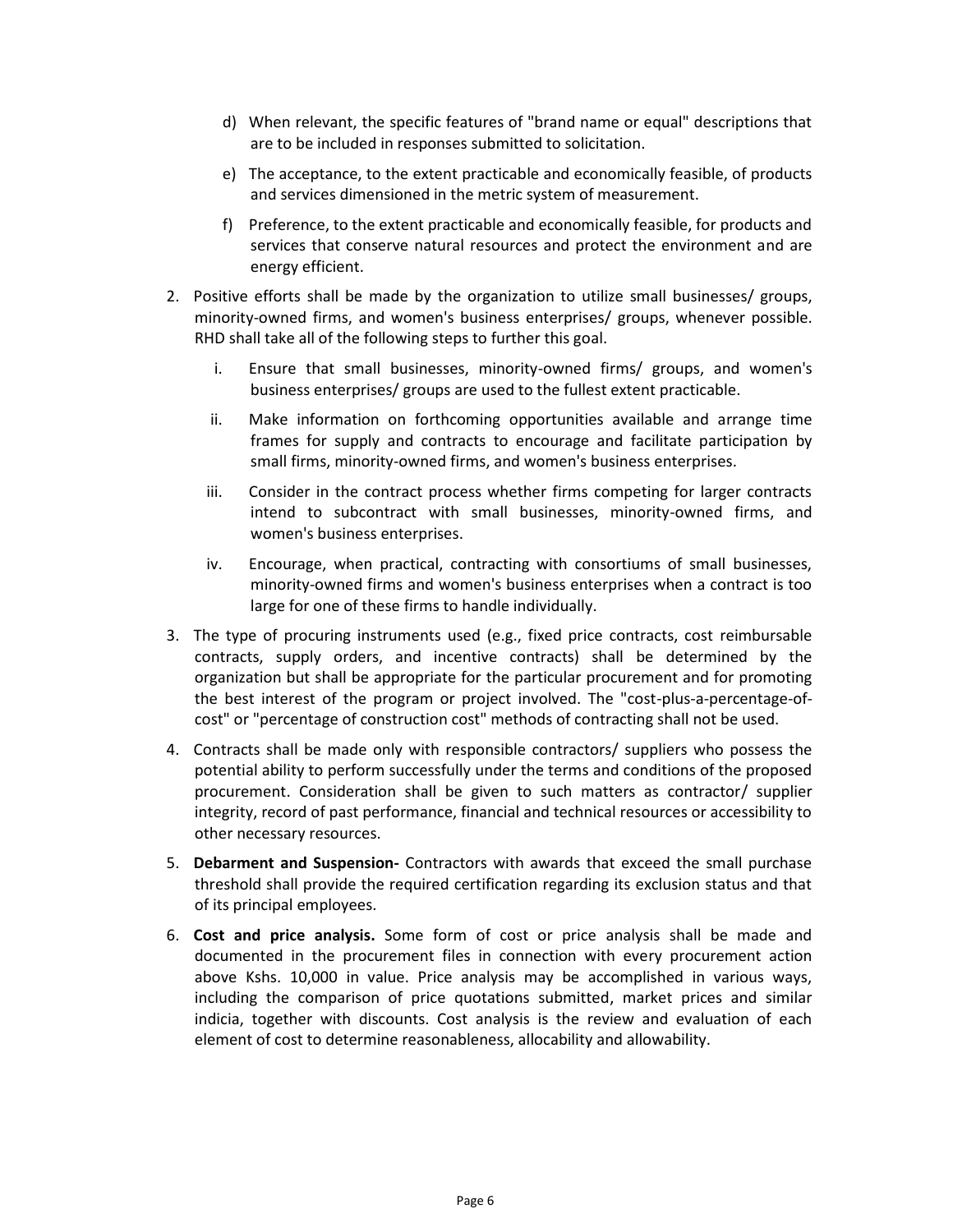d) When relevant, the specific features of "brand name or equal" descriptions that are to be included in responses submitted to solicitation.

e) The acceptance, to the extent practicable and economically feasible, of products and services dimensioned in the metric system of measurement.

f) Preference, to the extent practicable and economically feasible, for products and services that conserve natural resources and protect the environment and are energy efficient.

2. Positive efforts shall be made by the organization to utilize small businesses/ groups, minority-owned firms, and women's business enterprises/ groups, whenever possible. RHD shall take all of the following steps to further this goal.

   i. Ensure that small businesses, minority-owned firms/ groups, and women's business enterprises/ groups are used to the fullest extent practicable.

   ii. Make information on forthcoming opportunities available and arrange time frames for supply and contracts to encourage and facilitate participation by small firms, minority-owned firms, and women's business enterprises.

   iii. Consider in the contract process whether firms competing for larger contracts intend to subcontract with small businesses, minority-owned firms, and women's business enterprises.

   iv. Encourage, when practical, contracting with consortiums of small businesses, minority-owned firms and women's business enterprises when a contract is too large for one of these firms to handle individually.

3. The type of procuring instruments used (e.g., fixed price contracts, cost reimbursable contracts, supply orders, and incentive contracts) shall be determined by the organization but shall be appropriate for the particular procurement and for promoting the best interest of the program or project involved. The "cost-plus-a-percentage-of-cost" or "percentage of construction cost" methods of contracting shall not be used.

4. Contracts shall be made only with responsible contractors/ suppliers who possess the potential ability to perform successfully under the terms and conditions of the proposed procurement. Consideration shall be given to such matters as contractor/ supplier integrity, record of past performance, financial and technical resources or accessibility to other necessary resources.

5. **Debarment and Suspension-** Contractors with awards that exceed the small purchase threshold shall provide the required certification regarding its exclusion status and that of its principal employees.

6. **Cost and price analysis.** Some form of cost or price analysis shall be made and documented in the procurement files in connection with every procurement action above Kshs. 10,000 in value. Price analysis may be accomplished in various ways, including the comparison of price quotations submitted, market prices and similar indicia, together with discounts. Cost analysis is the review and evaluation of each element of cost to determine reasonableness, allocability and allowability.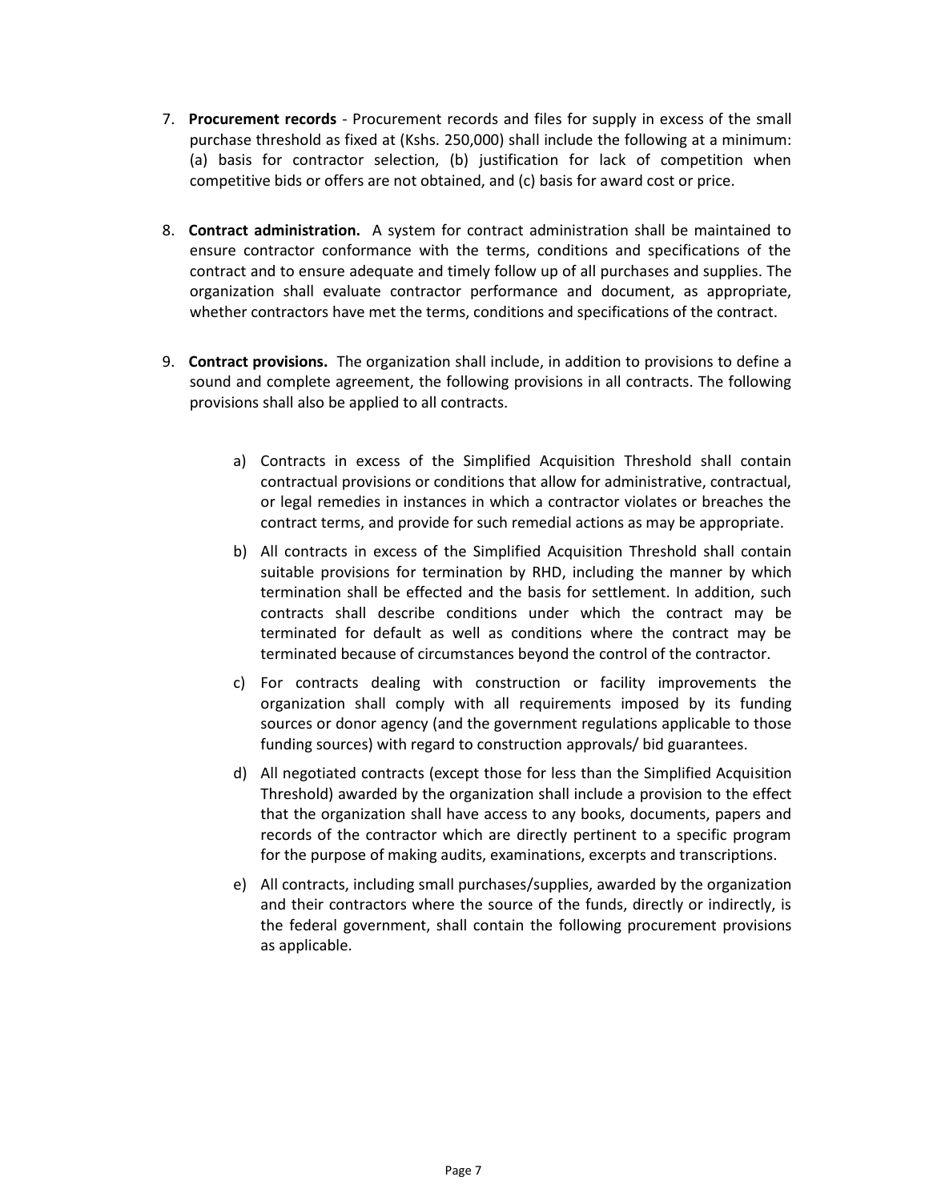7. **Procurement records** - Procurement records and files for supply in excess of the small purchase threshold as fixed at (Kshs. 250,000) shall include the following at a minimum: (a) basis for contractor selection, (b) justification for lack of competition when competitive bids or offers are not obtained, and (c) basis for award cost or price.

8. **Contract administration.** A system for contract administration shall be maintained to ensure contractor conformance with the terms, conditions and specifications of the contract and to ensure adequate and timely follow up of all purchases and supplies. The organization shall evaluate contractor performance and document, as appropriate, whether contractors have met the terms, conditions and specifications of the contract.

9. **Contract provisions.** The organization shall include, in addition to provisions to define a sound and complete agreement, the following provisions in all contracts. The following provisions shall also be applied to all contracts.

   a) Contracts in excess of the Simplified Acquisition Threshold shall contain contractual provisions or conditions that allow for administrative, contractual, or legal remedies in instances in which a contractor violates or breaches the contract terms, and provide for such remedial actions as may be appropriate.

   b) All contracts in excess of the Simplified Acquisition Threshold shall contain suitable provisions for termination by RHD, including the manner by which termination shall be effected and the basis for settlement. In addition, such contracts shall describe conditions under which the contract may be terminated for default as well as conditions where the contract may be terminated because of circumstances beyond the control of the contractor.

   c) For contracts dealing with construction or facility improvements the organization shall comply with all requirements imposed by its funding sources or donor agency (and the government regulations applicable to those funding sources) with regard to construction approvals/ bid guarantees.

   d) All negotiated contracts (except those for less than the Simplified Acquisition Threshold) awarded by the organization shall include a provision to the effect that the organization shall have access to any books, documents, papers and records of the contractor which are directly pertinent to a specific program for the purpose of making audits, examinations, excerpts and transcriptions.

   e) All contracts, including small purchases/supplies, awarded by the organization and their contractors where the source of the funds, directly or indirectly, is the federal government, shall contain the following procurement provisions as applicable.